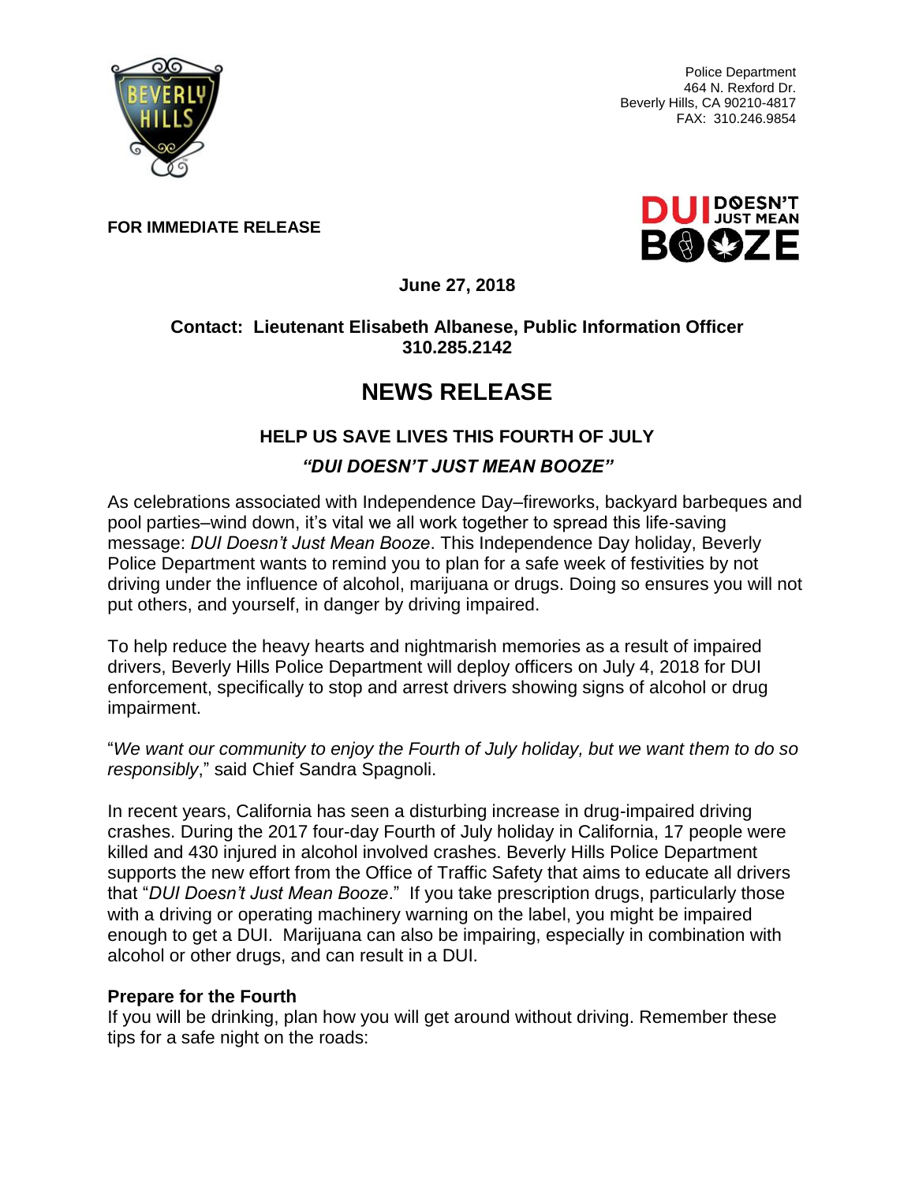Police Department
464 N. Rexford Dr.
Beverly Hills, CA 90210-4817
FAX: 310.246.9854

**FOR IMMEDIATE RELEASE**

**June 27, 2018**

**Contact: Lieutenant Elisabeth Albanese, Public Information Officer**
**310.285.2142**

# NEWS RELEASE

## HELP US SAVE LIVES THIS FOURTH OF JULY

### *"DUI DOESN'T JUST MEAN BOOZE"*

As celebrations associated with Independence Day–fireworks, backyard barbeques and pool parties–wind down, it's vital we all work together to spread this life-saving message: *DUI Doesn't Just Mean Booze*. This Independence Day holiday, Beverly Police Department wants to remind you to plan for a safe week of festivities by not driving under the influence of alcohol, marijuana or drugs. Doing so ensures you will not put others, and yourself, in danger by driving impaired.

To help reduce the heavy hearts and nightmarish memories as a result of impaired drivers, Beverly Hills Police Department will deploy officers on July 4, 2018 for DUI enforcement, specifically to stop and arrest drivers showing signs of alcohol or drug impairment.

"*We want our community to enjoy the Fourth of July holiday, but we want them to do so responsibly*," said Chief Sandra Spagnoli.

In recent years, California has seen a disturbing increase in drug-impaired driving crashes. During the 2017 four-day Fourth of July holiday in California, 17 people were killed and 430 injured in alcohol involved crashes. Beverly Hills Police Department supports the new effort from the Office of Traffic Safety that aims to educate all drivers that "*DUI Doesn't Just Mean Booze*." If you take prescription drugs, particularly those with a driving or operating machinery warning on the label, you might be impaired enough to get a DUI. Marijuana can also be impairing, especially in combination with alcohol or other drugs, and can result in a DUI.

**Prepare for the Fourth**
If you will be drinking, plan how you will get around without driving. Remember these tips for a safe night on the roads: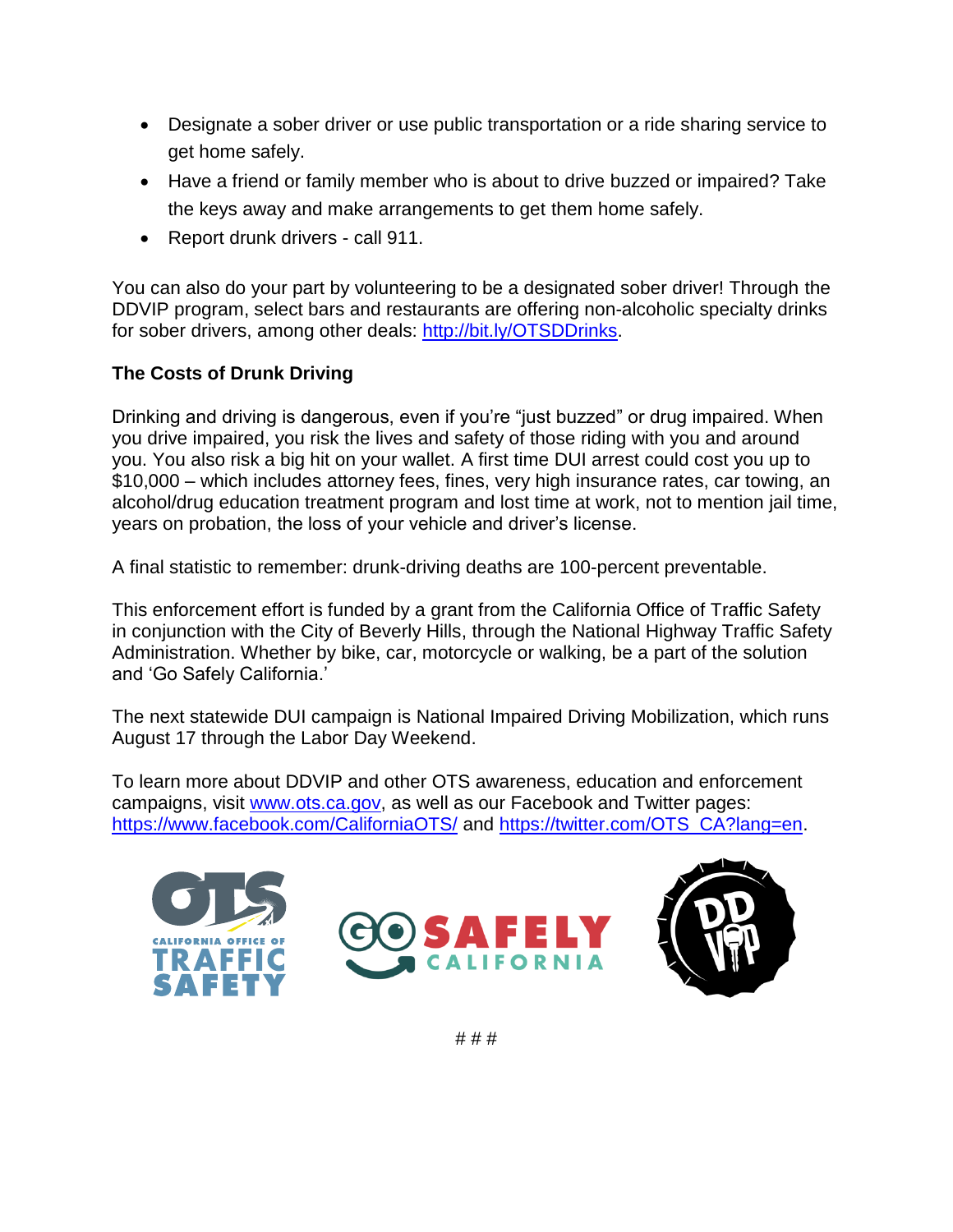- Designate a sober driver or use public transportation or a ride sharing service to get home safely.
- Have a friend or family member who is about to drive buzzed or impaired? Take the keys away and make arrangements to get them home safely.
- Report drunk drivers - call 911.

You can also do your part by volunteering to be a designated sober driver! Through the DDVIP program, select bars and restaurants are offering non-alcoholic specialty drinks for sober drivers, among other deals: http://bit.ly/OTSDDrinks.

**The Costs of Drunk Driving**

Drinking and driving is dangerous, even if you're "just buzzed" or drug impaired. When you drive impaired, you risk the lives and safety of those riding with you and around you. You also risk a big hit on your wallet. A first time DUI arrest could cost you up to $10,000 – which includes attorney fees, fines, very high insurance rates, car towing, an alcohol/drug education treatment program and lost time at work, not to mention jail time, years on probation, the loss of your vehicle and driver's license.

A final statistic to remember: drunk-driving deaths are 100-percent preventable.

This enforcement effort is funded by a grant from the California Office of Traffic Safety in conjunction with the City of Beverly Hills, through the National Highway Traffic Safety Administration. Whether by bike, car, motorcycle or walking, be a part of the solution and 'Go Safely California.'

The next statewide DUI campaign is National Impaired Driving Mobilization, which runs August 17 through the Labor Day Weekend.

To learn more about DDVIP and other OTS awareness, education and enforcement campaigns, visit www.ots.ca.gov, as well as our Facebook and Twitter pages: https://www.facebook.com/CaliforniaOTS/ and https://twitter.com/OTS_CA?lang=en.

# # #